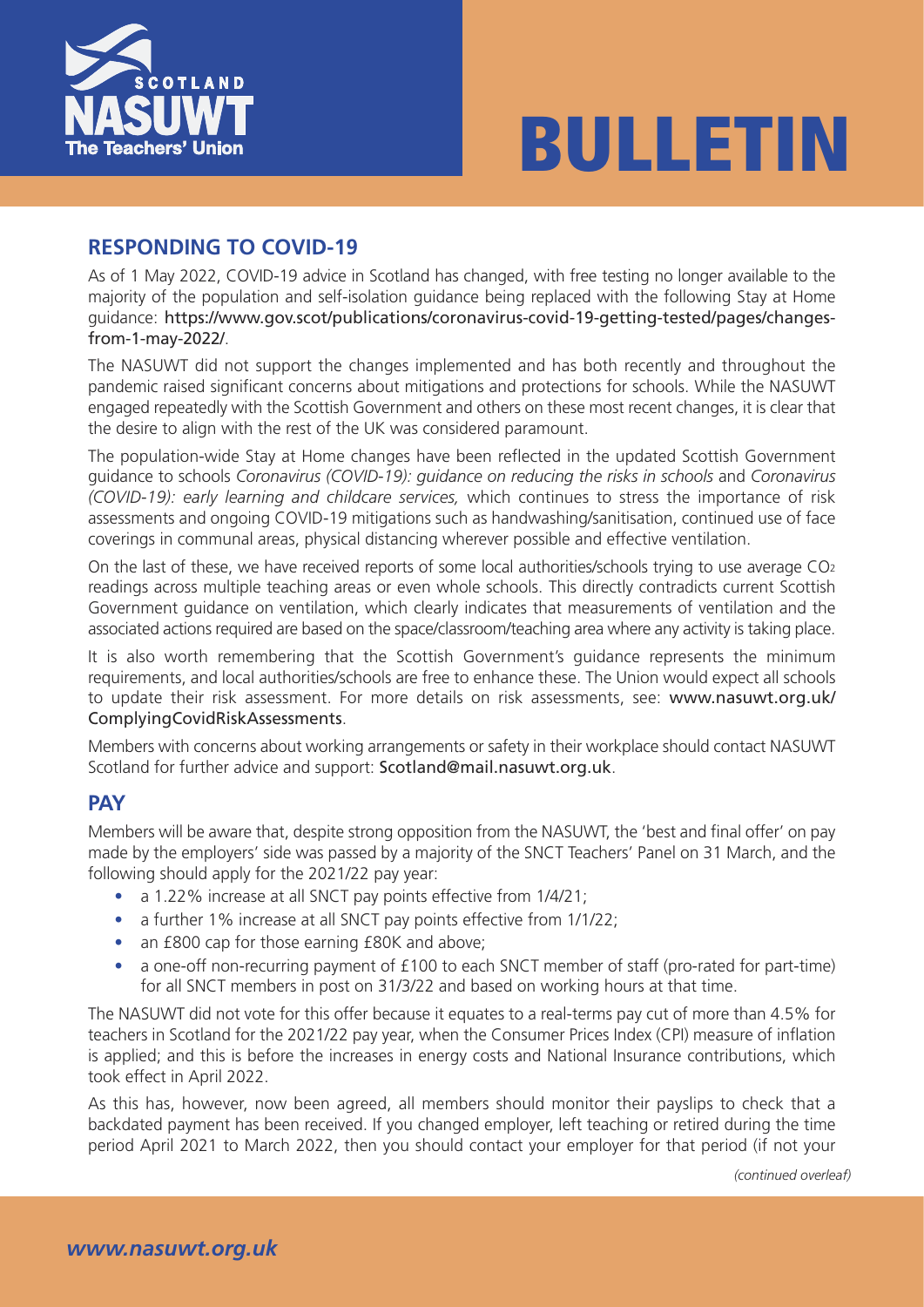# BULLETIN

## RESPONDING TO COVID-19

As of 1 May 2022, COVID-19 advice in Scotland has changed, with free testing no longer available to the majority of the population and self-isolation guidance being replaced with the following Stay at Home guidance: https://www.gov.scot/publications/coronavirus-covid-19-getting-tested/pages/changes-from-1-may-2022/.

The NASUWT did not support the changes implemented and has both recently and throughout the pandemic raised significant concerns about mitigations and protections for schools. While the NASUWT engaged repeatedly with the Scottish Government and others on these most recent changes, it is clear that the desire to align with the rest of the UK was considered paramount.

The population-wide Stay at Home changes have been reflected in the updated Scottish Government guidance to schools *Coronavirus (COVID-19): guidance on reducing the risks in schools* and *Coronavirus (COVID-19): early learning and childcare services,* which continues to stress the importance of risk assessments and ongoing COVID-19 mitigations such as handwashing/sanitisation, continued use of face coverings in communal areas, physical distancing wherever possible and effective ventilation.

On the last of these, we have received reports of some local authorities/schools trying to use average $CO_2$ readings across multiple teaching areas or even whole schools. This directly contradicts current Scottish Government guidance on ventilation, which clearly indicates that measurements of ventilation and the associated actions required are based on the space/classroom/teaching area where any activity is taking place.

It is also worth remembering that the Scottish Government's guidance represents the minimum requirements, and local authorities/schools are free to enhance these. The Union would expect all schools to update their risk assessment. For more details on risk assessments, see: www.nasuwt.org.uk/ComplyingCovidRiskAssessments.

Members with concerns about working arrangements or safety in their workplace should contact NASUWT Scotland for further advice and support: Scotland@mail.nasuwt.org.uk.

## PAY

Members will be aware that, despite strong opposition from the NASUWT, the 'best and final offer' on pay made by the employers' side was passed by a majority of the SNCT Teachers' Panel on 31 March, and the following should apply for the 2021/22 pay year:

- a 1.22% increase at all SNCT pay points effective from 1/4/21;
- a further 1% increase at all SNCT pay points effective from 1/1/22;
- an £800 cap for those earning £80K and above;
- a one-off non-recurring payment of £100 to each SNCT member of staff (pro-rated for part-time) for all SNCT members in post on 31/3/22 and based on working hours at that time.

The NASUWT did not vote for this offer because it equates to a real-terms pay cut of more than 4.5% for teachers in Scotland for the 2021/22 pay year, when the Consumer Prices Index (CPI) measure of inflation is applied; and this is before the increases in energy costs and National Insurance contributions, which took effect in April 2022.

As this has, however, now been agreed, all members should monitor their payslips to check that a backdated payment has been received. If you changed employer, left teaching or retired during the time period April 2021 to March 2022, then you should contact your employer for that period (if not your

*(continued overleaf)*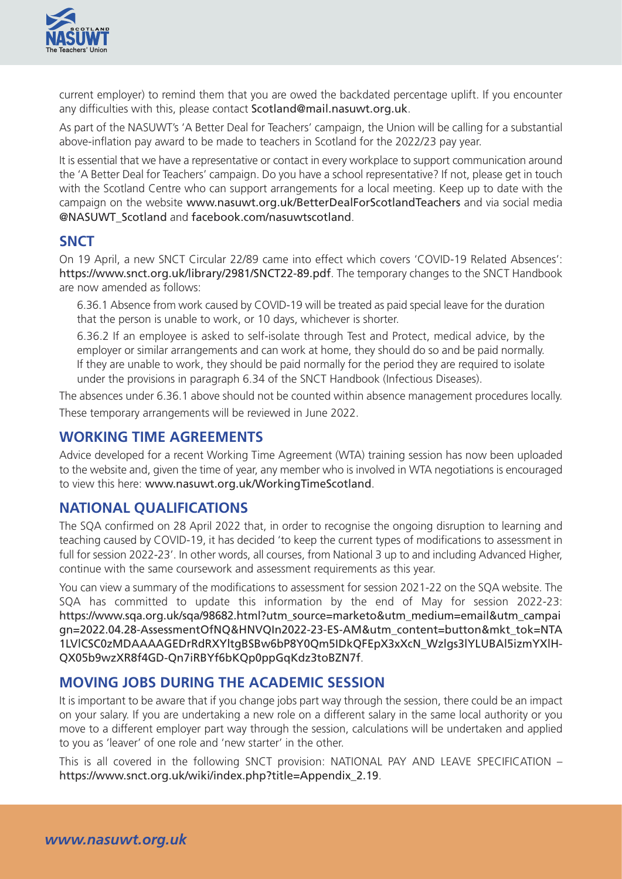current employer) to remind them that you are owed the backdated percentage uplift. If you encounter any difficulties with this, please contact Scotland@mail.nasuwt.org.uk.

As part of the NASUWT's 'A Better Deal for Teachers' campaign, the Union will be calling for a substantial above-inflation pay award to be made to teachers in Scotland for the 2022/23 pay year.

It is essential that we have a representative or contact in every workplace to support communication around the 'A Better Deal for Teachers' campaign. Do you have a school representative? If not, please get in touch with the Scotland Centre who can support arrangements for a local meeting. Keep up to date with the campaign on the website www.nasuwt.org.uk/BetterDealForScotlandTeachers and via social media @NASUWT_Scotland and facebook.com/nasuwtscotland.

## SNCT

On 19 April, a new SNCT Circular 22/89 came into effect which covers 'COVID-19 Related Absences': https://www.snct.org.uk/library/2981/SNCT22-89.pdf. The temporary changes to the SNCT Handbook are now amended as follows:

> 6.36.1 Absence from work caused by COVID-19 will be treated as paid special leave for the duration that the person is unable to work, or 10 days, whichever is shorter.
>
> 6.36.2 If an employee is asked to self-isolate through Test and Protect, medical advice, by the employer or similar arrangements and can work at home, they should do so and be paid normally. If they are unable to work, they should be paid normally for the period they are required to isolate under the provisions in paragraph 6.34 of the SNCT Handbook (Infectious Diseases).

The absences under 6.36.1 above should not be counted within absence management procedures locally.

These temporary arrangements will be reviewed in June 2022.

## WORKING TIME AGREEMENTS

Advice developed for a recent Working Time Agreement (WTA) training session has now been uploaded to the website and, given the time of year, any member who is involved in WTA negotiations is encouraged to view this here: www.nasuwt.org.uk/WorkingTimeScotland.

## NATIONAL QUALIFICATIONS

The SQA confirmed on 28 April 2022 that, in order to recognise the ongoing disruption to learning and teaching caused by COVID-19, it has decided 'to keep the current types of modifications to assessment in full for session 2022-23'. In other words, all courses, from National 3 up to and including Advanced Higher, continue with the same coursework and assessment requirements as this year.

You can view a summary of the modifications to assessment for session 2021-22 on the SQA website. The SQA has committed to update this information by the end of May for session 2022-23: https://www.sqa.org.uk/sqa/98682.html?utm_source=marketo&utm_medium=email&utm_campaign=2022.04.28-AssessmentOfNQ&HNVQIn2022-23-ES-AM&utm_content=button&mkt_tok=NTA1LVlCSC0zMDAAAAGEDrRdRXYltgBSBw6bP8Y0Qm5lDkQFEpX3xXcN_Wzlgs3lYLUBAl5izmYXlH-QX05b9wzXR8f4GD-Qn7iRBYf6bKQp0ppGqKdz3toBZN7f.

## MOVING JOBS DURING THE ACADEMIC SESSION

It is important to be aware that if you change jobs part way through the session, there could be an impact on your salary. If you are undertaking a new role on a different salary in the same local authority or you move to a different employer part way through the session, calculations will be undertaken and applied to you as 'leaver' of one role and 'new starter' in the other.

This is all covered in the following SNCT provision: NATIONAL PAY AND LEAVE SPECIFICATION – https://www.snct.org.uk/wiki/index.php?title=Appendix_2.19.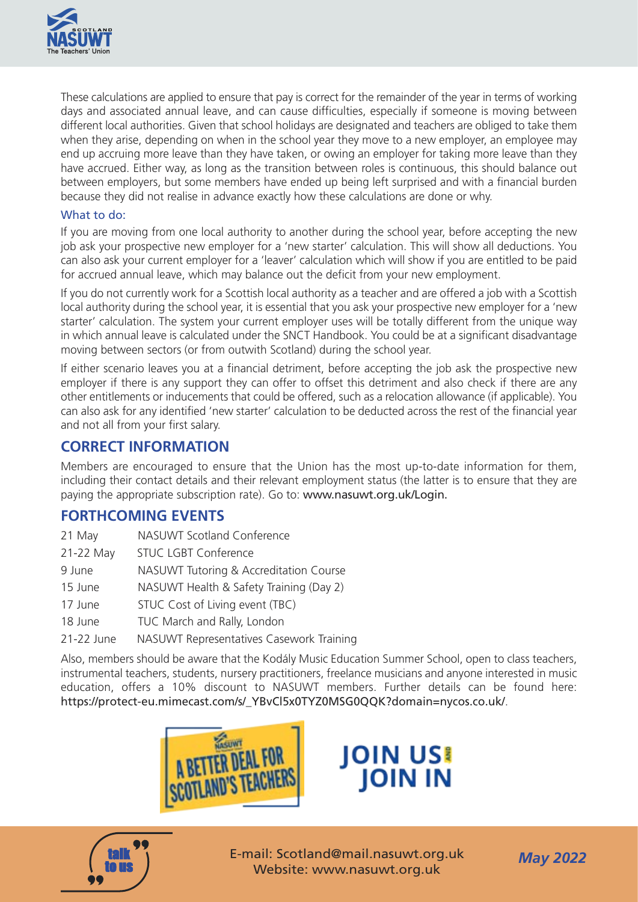These calculations are applied to ensure that pay is correct for the remainder of the year in terms of working days and associated annual leave, and can cause difficulties, especially if someone is moving between different local authorities. Given that school holidays are designated and teachers are obliged to take them when they arise, depending on when in the school year they move to a new employer, an employee may end up accruing more leave than they have taken, or owing an employer for taking more leave than they have accrued. Either way, as long as the transition between roles is continuous, this should balance out between employers, but some members have ended up being left surprised and with a financial burden because they did not realise in advance exactly how these calculations are done or why.

### What to do:

If you are moving from one local authority to another during the school year, before accepting the new job ask your prospective new employer for a 'new starter' calculation. This will show all deductions. You can also ask your current employer for a 'leaver' calculation which will show if you are entitled to be paid for accrued annual leave, which may balance out the deficit from your new employment.

If you do not currently work for a Scottish local authority as a teacher and are offered a job with a Scottish local authority during the school year, it is essential that you ask your prospective new employer for a 'new starter' calculation. The system your current employer uses will be totally different from the unique way in which annual leave is calculated under the SNCT Handbook. You could be at a significant disadvantage moving between sectors (or from outwith Scotland) during the school year.

If either scenario leaves you at a financial detriment, before accepting the job ask the prospective new employer if there is any support they can offer to offset this detriment and also check if there are any other entitlements or inducements that could be offered, such as a relocation allowance (if applicable). You can also ask for any identified 'new starter' calculation to be deducted across the rest of the financial year and not all from your first salary.

## CORRECT INFORMATION

Members are encouraged to ensure that the Union has the most up-to-date information for them, including their contact details and their relevant employment status (the latter is to ensure that they are paying the appropriate subscription rate). Go to: www.nasuwt.org.uk/Login.

## FORTHCOMING EVENTS

| | |
|---|---|
| 21 May | NASUWT Scotland Conference |
| 21-22 May | STUC LGBT Conference |
| 9 June | NASUWT Tutoring & Accreditation Course |
| 15 June | NASUWT Health & Safety Training (Day 2) |
| 17 June | STUC Cost of Living event (TBC) |
| 18 June | TUC March and Rally, London |
| 21-22 June | NASUWT Representatives Casework Training |

Also, members should be aware that the Kodály Music Education Summer School, open to class teachers, instrumental teachers, students, nursery practitioners, freelance musicians and anyone interested in music education, offers a 10% discount to NASUWT members. Further details can be found here: https://protect-eu.mimecast.com/s/_YBvCl5x0TYZ0MSG0QQK?domain=nycos.co.uk/.

A BETTER DEAL FOR SCOTLAND'S TEACHERS

JOIN US AND JOIN IN

E-mail: Scotland@mail.nasuwt.org.uk
Website: www.nasuwt.org.uk

*May 2022*